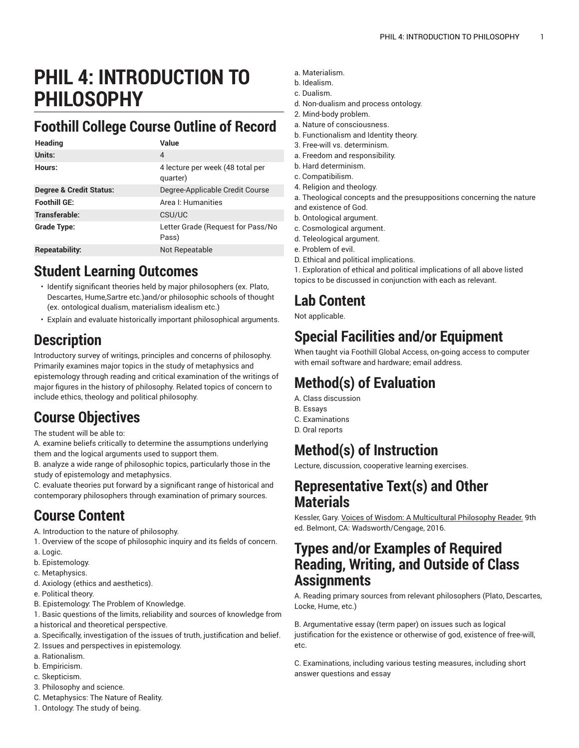# PHIL 4: INTRODUCTION TO PHILOSOPHY

## Foothill College Course Outline of Record

| Heading | Value |
|---|---|
| Units: | 4 |
| Hours: | 4 lecture per week (48 total per quarter) |
| Degree & Credit Status: | Degree-Applicable Credit Course |
| Foothill GE: | Area I: Humanities |
| Transferable: | CSU/UC |
| Grade Type: | Letter Grade (Request for Pass/No Pass) |
| Repeatability: | Not Repeatable |

## Student Learning Outcomes

- Identify significant theories held by major philosophers (ex. Plato, Descartes, Hume,Sartre etc.)and/or philosophic schools of thought (ex. ontological dualism, materialism idealism etc.)
- Explain and evaluate historically important philosophical arguments.

## Description

Introductory survey of writings, principles and concerns of philosophy. Primarily examines major topics in the study of metaphysics and epistemology through reading and critical examination of the writings of major figures in the history of philosophy. Related topics of concern to include ethics, theology and political philosophy.

## Course Objectives

The student will be able to:
A. examine beliefs critically to determine the assumptions underlying them and the logical arguments used to support them.
B. analyze a wide range of philosophic topics, particularly those in the study of epistemology and metaphysics.
C. evaluate theories put forward by a significant range of historical and contemporary philosophers through examination of primary sources.

## Course Content

A. Introduction to the nature of philosophy.
1. Overview of the scope of philosophic inquiry and its fields of concern.
a. Logic.
b. Epistemology.
c. Metaphysics.
d. Axiology (ethics and aesthetics).
e. Political theory.
B. Epistemology: The Problem of Knowledge.
1. Basic questions of the limits, reliability and sources of knowledge from a historical and theoretical perspective.
a. Specifically, investigation of the issues of truth, justification and belief.
2. Issues and perspectives in epistemology.
a. Rationalism.
b. Empiricism.
c. Skepticism.
3. Philosophy and science.
C. Metaphysics: The Nature of Reality.
1. Ontology: The study of being.
a. Materialism.
b. Idealism.
c. Dualism.
d. Non-dualism and process ontology.
2. Mind-body problem.
a. Nature of consciousness.
b. Functionalism and Identity theory.
3. Free-will vs. determinism.
a. Freedom and responsibility.
b. Hard determinism.
c. Compatibilism.
4. Religion and theology.
a. Theological concepts and the presuppositions concerning the nature and existence of God.
b. Ontological argument.
c. Cosmological argument.
d. Teleological argument.
e. Problem of evil.
D. Ethical and political implications.
1. Exploration of ethical and political implications of all above listed topics to be discussed in conjunction with each as relevant.

## Lab Content

Not applicable.

## Special Facilities and/or Equipment

When taught via Foothill Global Access, on-going access to computer with email software and hardware; email address.

## Method(s) of Evaluation

A. Class discussion
B. Essays
C. Examinations
D. Oral reports

## Method(s) of Instruction

Lecture, discussion, cooperative learning exercises.

## Representative Text(s) and Other Materials

Kessler, Gary. Voices of Wisdom: A Multicultural Philosophy Reader. 9th ed. Belmont, CA: Wadsworth/Cengage, 2016.

## Types and/or Examples of Required Reading, Writing, and Outside of Class Assignments

A. Reading primary sources from relevant philosophers (Plato, Descartes, Locke, Hume, etc.)

B. Argumentative essay (term paper) on issues such as logical justification for the existence or otherwise of god, existence of free-will, etc.

C. Examinations, including various testing measures, including short answer questions and essay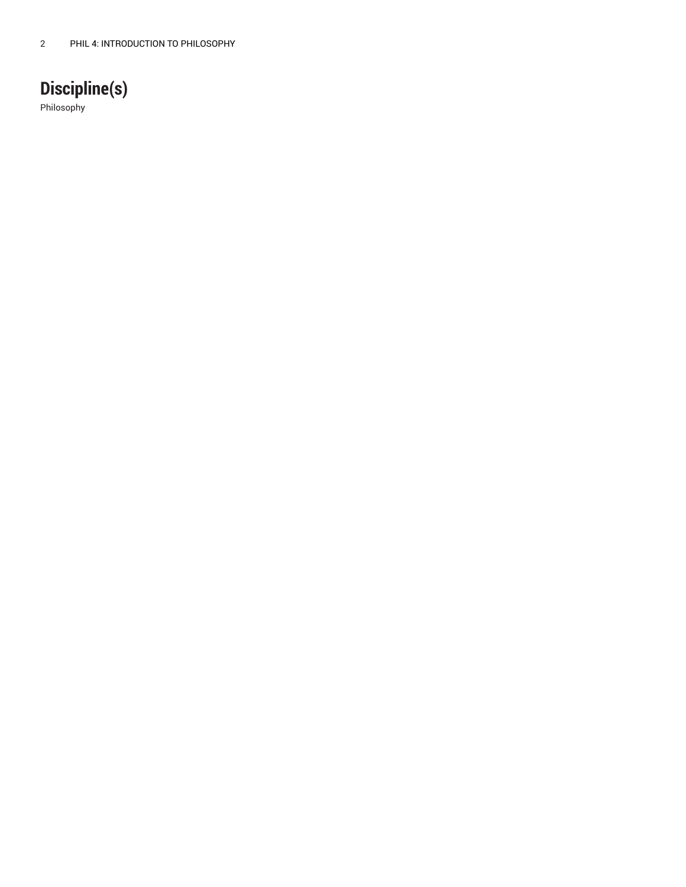## Discipline(s)

Philosophy